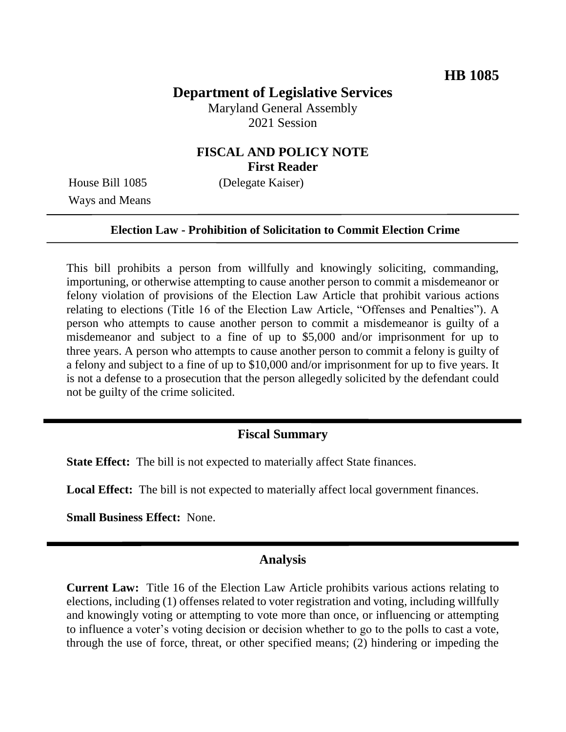**HB 1085**

# Department of Legislative Services

Maryland General Assembly
2021 Session

## FISCAL AND POLICY NOTE
**First Reader**

House Bill 1085 (Delegate Kaiser)
Ways and Means

**Election Law - Prohibition of Solicitation to Commit Election Crime**

This bill prohibits a person from willfully and knowingly soliciting, commanding, importuning, or otherwise attempting to cause another person to commit a misdemeanor or felony violation of provisions of the Election Law Article that prohibit various actions relating to elections (Title 16 of the Election Law Article, "Offenses and Penalties"). A person who attempts to cause another person to commit a misdemeanor is guilty of a misdemeanor and subject to a fine of up to $5,000 and/or imprisonment for up to three years. A person who attempts to cause another person to commit a felony is guilty of a felony and subject to a fine of up to $10,000 and/or imprisonment for up to five years. It is not a defense to a prosecution that the person allegedly solicited by the defendant could not be guilty of the crime solicited.

## Fiscal Summary

**State Effect:** The bill is not expected to materially affect State finances.

**Local Effect:** The bill is not expected to materially affect local government finances.

**Small Business Effect:** None.

## Analysis

**Current Law:** Title 16 of the Election Law Article prohibits various actions relating to elections, including (1) offenses related to voter registration and voting, including willfully and knowingly voting or attempting to vote more than once, or influencing or attempting to influence a voter's voting decision or decision whether to go to the polls to cast a vote, through the use of force, threat, or other specified means; (2) hindering or impeding the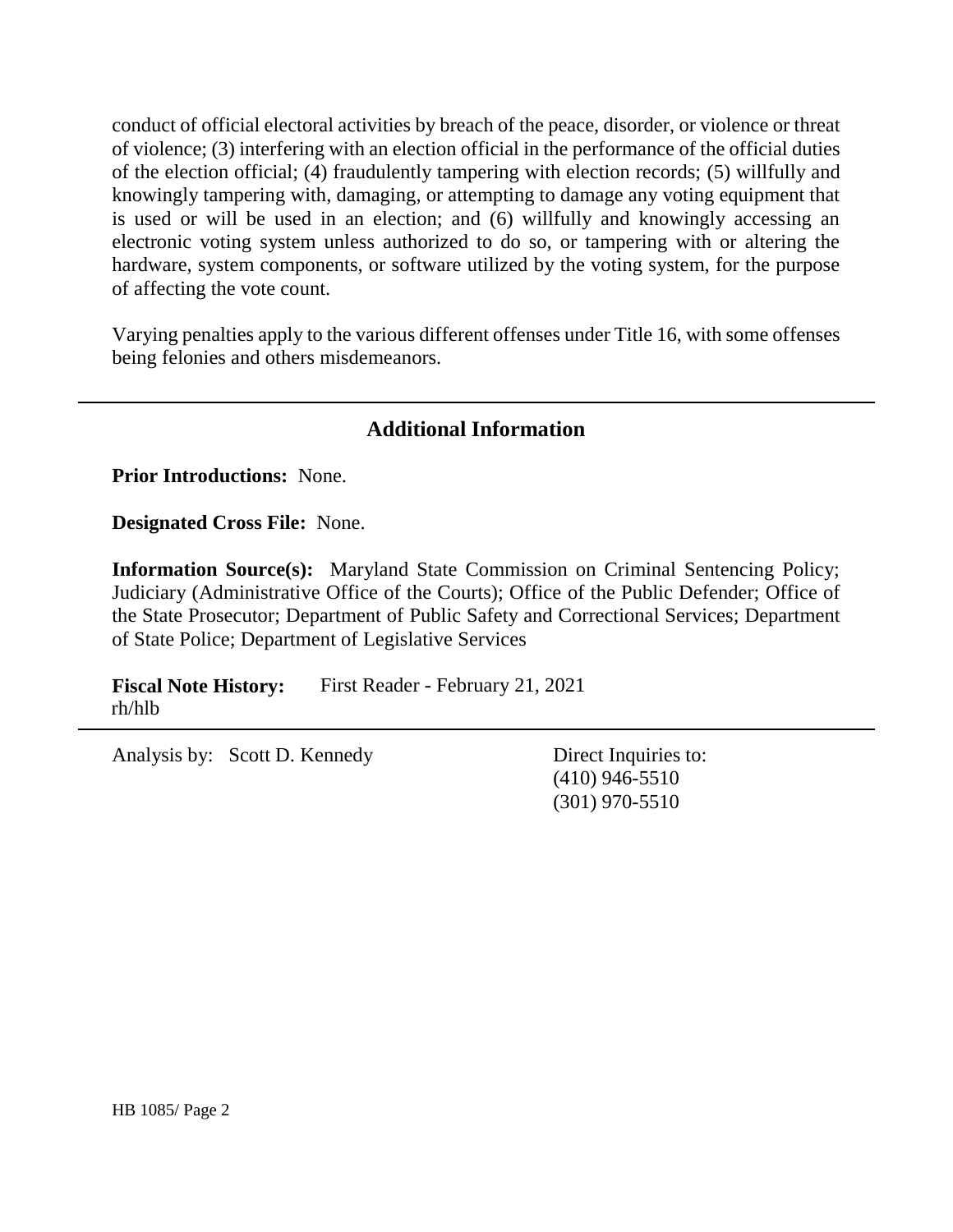conduct of official electoral activities by breach of the peace, disorder, or violence or threat of violence; (3) interfering with an election official in the performance of the official duties of the election official; (4) fraudulently tampering with election records; (5) willfully and knowingly tampering with, damaging, or attempting to damage any voting equipment that is used or will be used in an election; and (6) willfully and knowingly accessing an electronic voting system unless authorized to do so, or tampering with or altering the hardware, system components, or software utilized by the voting system, for the purpose of affecting the vote count.

Varying penalties apply to the various different offenses under Title 16, with some offenses being felonies and others misdemeanors.

---

## Additional Information

**Prior Introductions:** None.

**Designated Cross File:** None.

**Information Source(s):** Maryland State Commission on Criminal Sentencing Policy; Judiciary (Administrative Office of the Courts); Office of the Public Defender; Office of the State Prosecutor; Department of Public Safety and Correctional Services; Department of State Police; Department of Legislative Services

**Fiscal Note History:** First Reader - February 21, 2021
rh/hlb

---

Analysis by: Scott D. Kennedy

Direct Inquiries to:
(410) 946-5510
(301) 970-5510